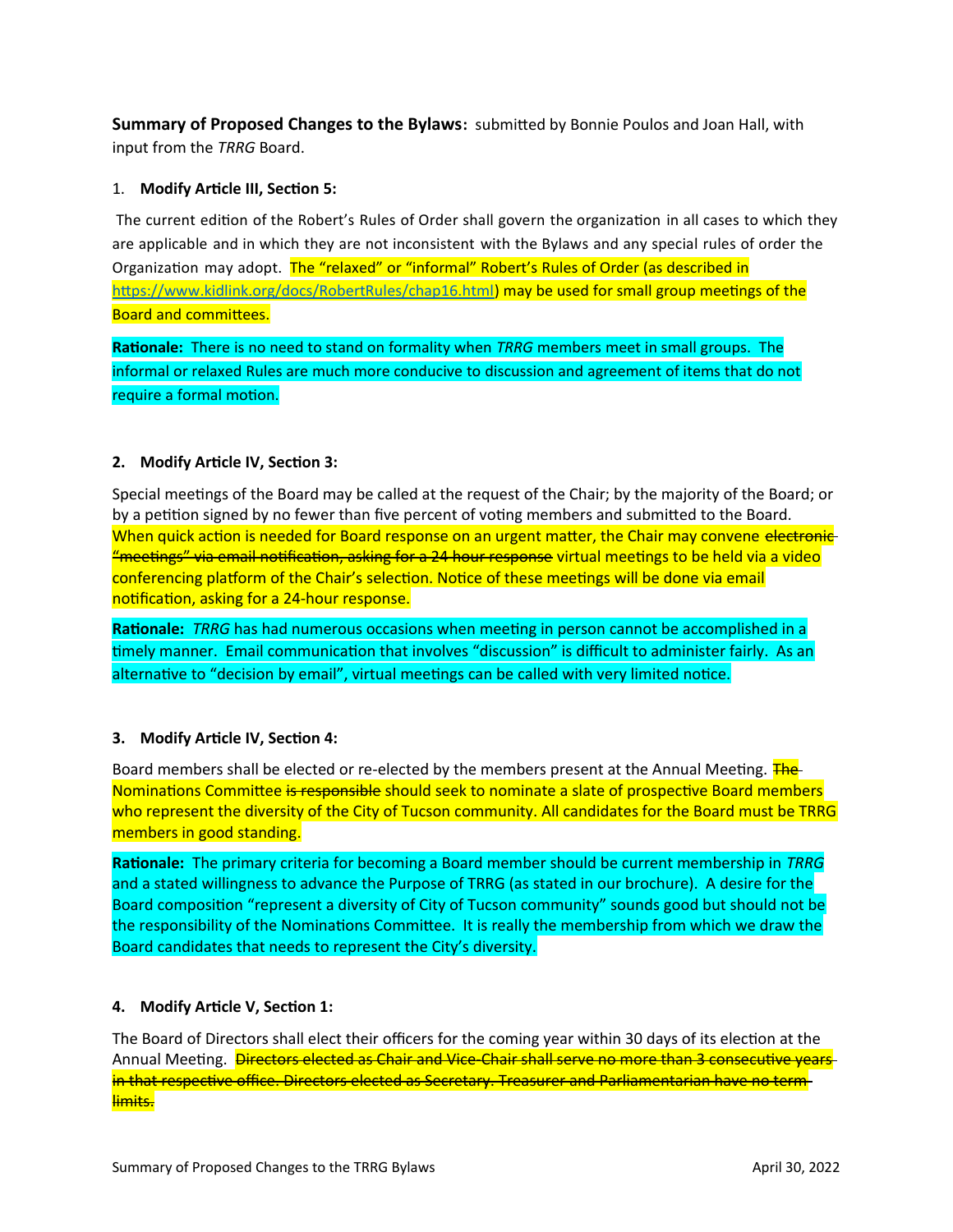**Summary of Proposed Changes to the Bylaws:** submitted by Bonnie Poulos and Joan Hall, with input from the *TRRG* Board.

1. **Modify Article III, Section 5:**

The current edition of the Robert's Rules of Order shall govern the organization in all cases to which they are applicable and in which they are not inconsistent with the Bylaws and any special rules of order the Organization may adopt. The "relaxed" or "informal" Robert's Rules of Order (as described in https://www.kidlink.org/docs/RobertRules/chap16.html) may be used for small group meetings of the Board and committees.

**Rationale:** There is no need to stand on formality when *TRRG* members meet in small groups. The informal or relaxed Rules are much more conducive to discussion and agreement of items that do not require a formal motion.

2. **Modify Article IV, Section 3:**

Special meetings of the Board may be called at the request of the Chair; by the majority of the Board; or by a petition signed by no fewer than five percent of voting members and submitted to the Board. When quick action is needed for Board response on an urgent matter, the Chair may convene ~~electronic "meetings" via email notification, asking for a 24 hour response~~ virtual meetings to be held via a video conferencing platform of the Chair's selection. Notice of these meetings will be done via email notification, asking for a 24-hour response.

**Rationale:** *TRRG* has had numerous occasions when meeting in person cannot be accomplished in a timely manner. Email communication that involves "discussion" is difficult to administer fairly. As an alternative to "decision by email", virtual meetings can be called with very limited notice.

3. **Modify Article IV, Section 4:**

Board members shall be elected or re-elected by the members present at the Annual Meeting. ~~The~~ Nominations Committee ~~is responsible~~ should seek to nominate a slate of prospective Board members who represent the diversity of the City of Tucson community. All candidates for the Board must be TRRG members in good standing.

**Rationale:** The primary criteria for becoming a Board member should be current membership in *TRRG* and a stated willingness to advance the Purpose of TRRG (as stated in our brochure). A desire for the Board composition "represent a diversity of City of Tucson community" sounds good but should not be the responsibility of the Nominations Committee. It is really the membership from which we draw the Board candidates that needs to represent the City's diversity.

4. **Modify Article V, Section 1:**

The Board of Directors shall elect their officers for the coming year within 30 days of its election at the Annual Meeting. ~~Directors elected as Chair and Vice-Chair shall serve no more than 3 consecutive years in that respective office. Directors elected as Secretary. Treasurer and Parliamentarian have no term limits.~~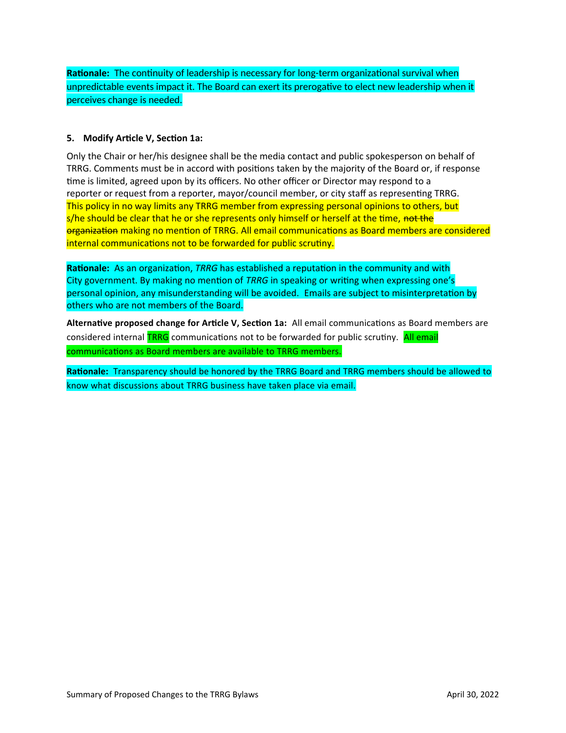**Rationale:** The continuity of leadership is necessary for long-term organizational survival when unpredictable events impact it. The Board can exert its prerogative to elect new leadership when it perceives change is needed.

**5. Modify Article V, Section 1a:**

Only the Chair or her/his designee shall be the media contact and public spokesperson on behalf of TRRG. Comments must be in accord with positions taken by the majority of the Board or, if response time is limited, agreed upon by its officers. No other officer or Director may respond to a reporter or request from a reporter, mayor/council member, or city staff as representing TRRG. This policy in no way limits any TRRG member from expressing personal opinions to others, but s/he should be clear that he or she represents only himself or herself at the time, ~~not the organization~~ making no mention of TRRG. All email communications as Board members are considered internal communications not to be forwarded for public scrutiny.

**Rationale:** As an organization, *TRRG* has established a reputation in the community and with City government. By making no mention of *TRRG* in speaking or writing when expressing one's personal opinion, any misunderstanding will be avoided. Emails are subject to misinterpretation by others who are not members of the Board.

**Alternative proposed change for Article V, Section 1a:** All email communications as Board members are considered internal TRRG communications not to be forwarded for public scrutiny. All email communications as Board members are available to TRRG members.

**Rationale:** Transparency should be honored by the TRRG Board and TRRG members should be allowed to know what discussions about TRRG business have taken place via email.